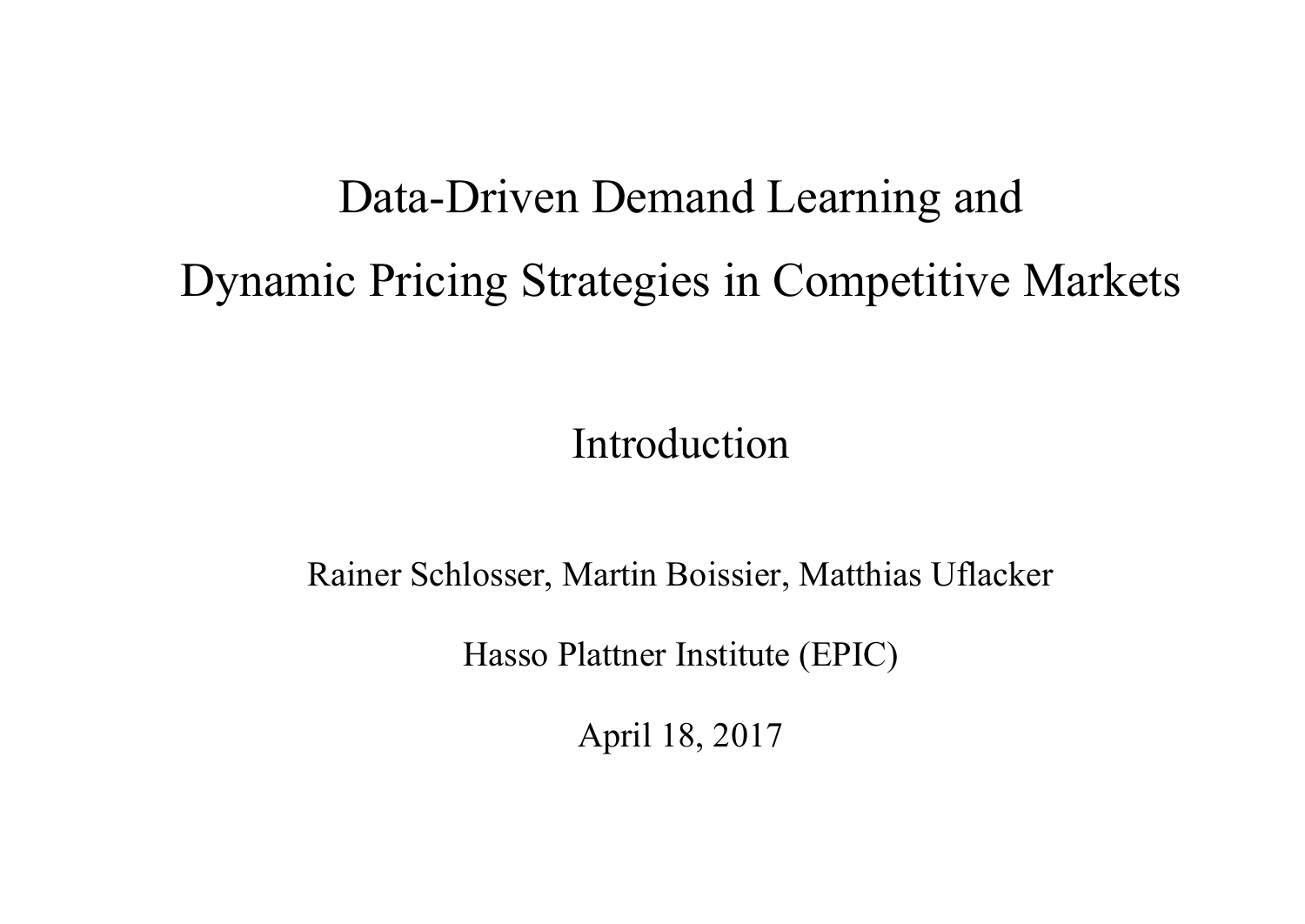# Data-Driven Demand Learning and Dynamic Pricing Strategies in Competitive Markets

## Introduction

Rainer Schlosser, Martin Boissier, Matthias Uflacker

Hasso Plattner Institute (EPIC)

April 18, 2017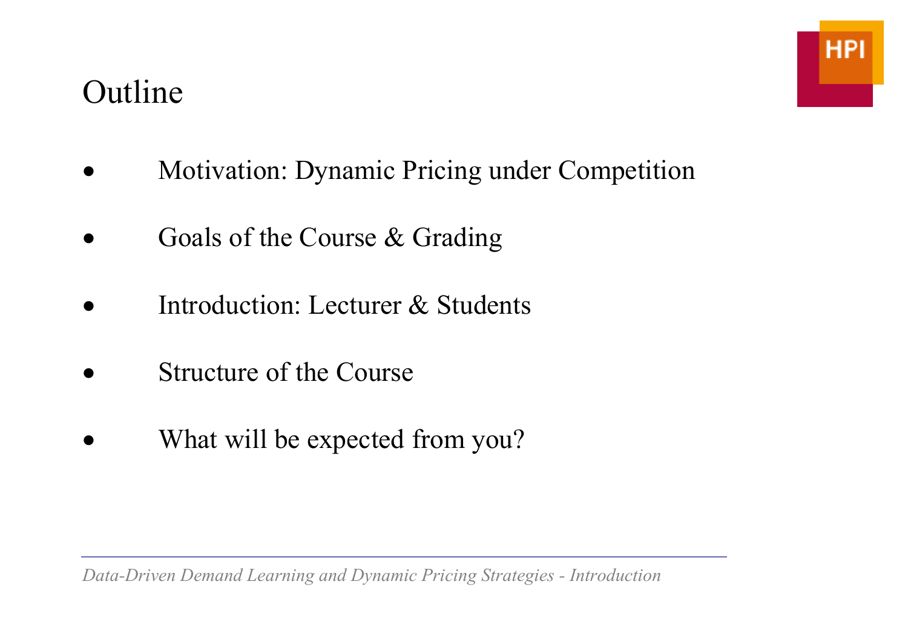# Outline

- Motivation: Dynamic Pricing under Competition
- Goals of the Course & Grading
- Introduction: Lecturer & Students
- Structure of the Course
- What will be expected from you?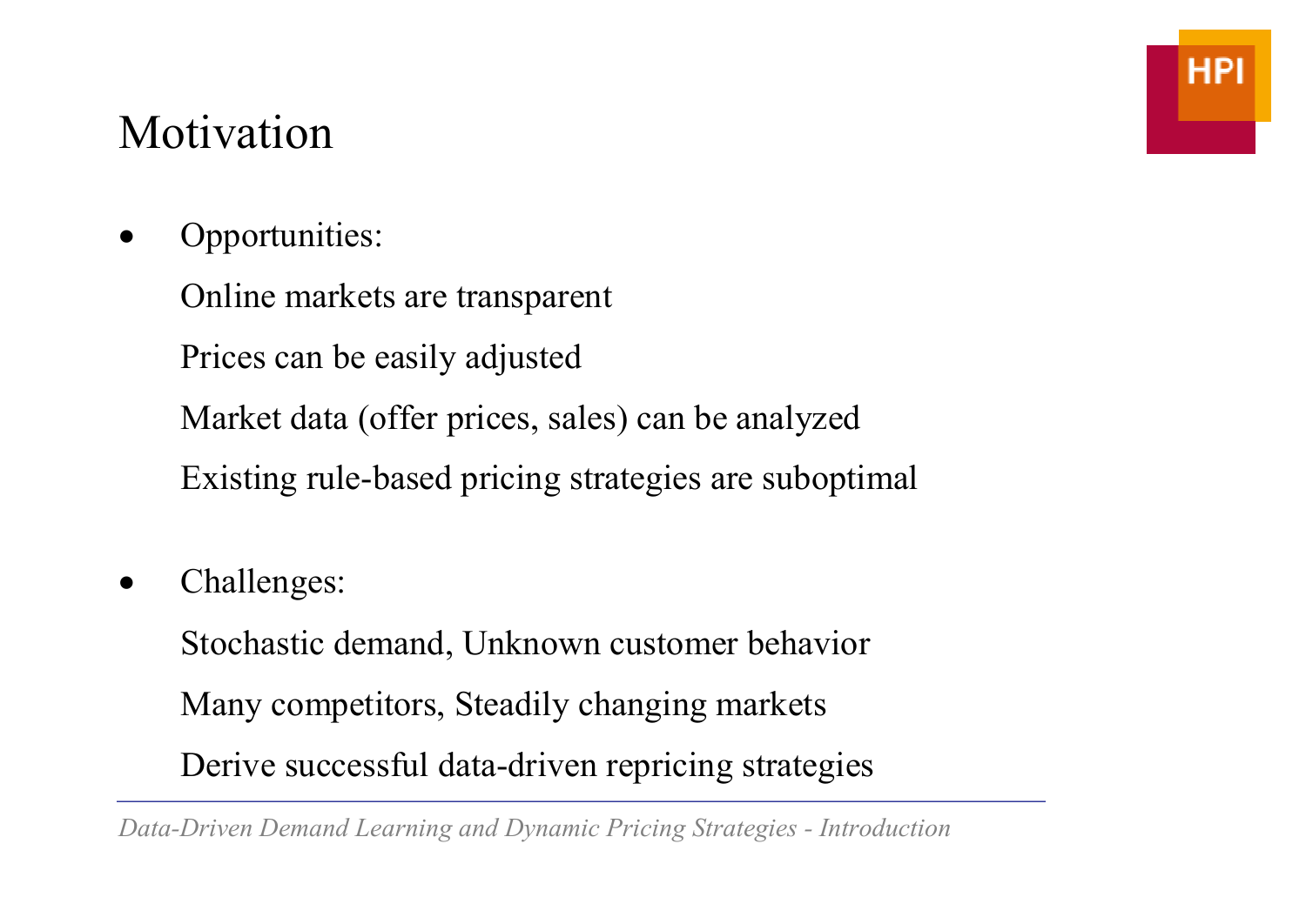# Motivation

- Opportunities:

  Online markets are transparent

  Prices can be easily adjusted

  Market data (offer prices, sales) can be analyzed

  Existing rule-based pricing strategies are suboptimal

- Challenges:

  Stochastic demand, Unknown customer behavior

  Many competitors, Steadily changing markets

  Derive successful data-driven repricing strategies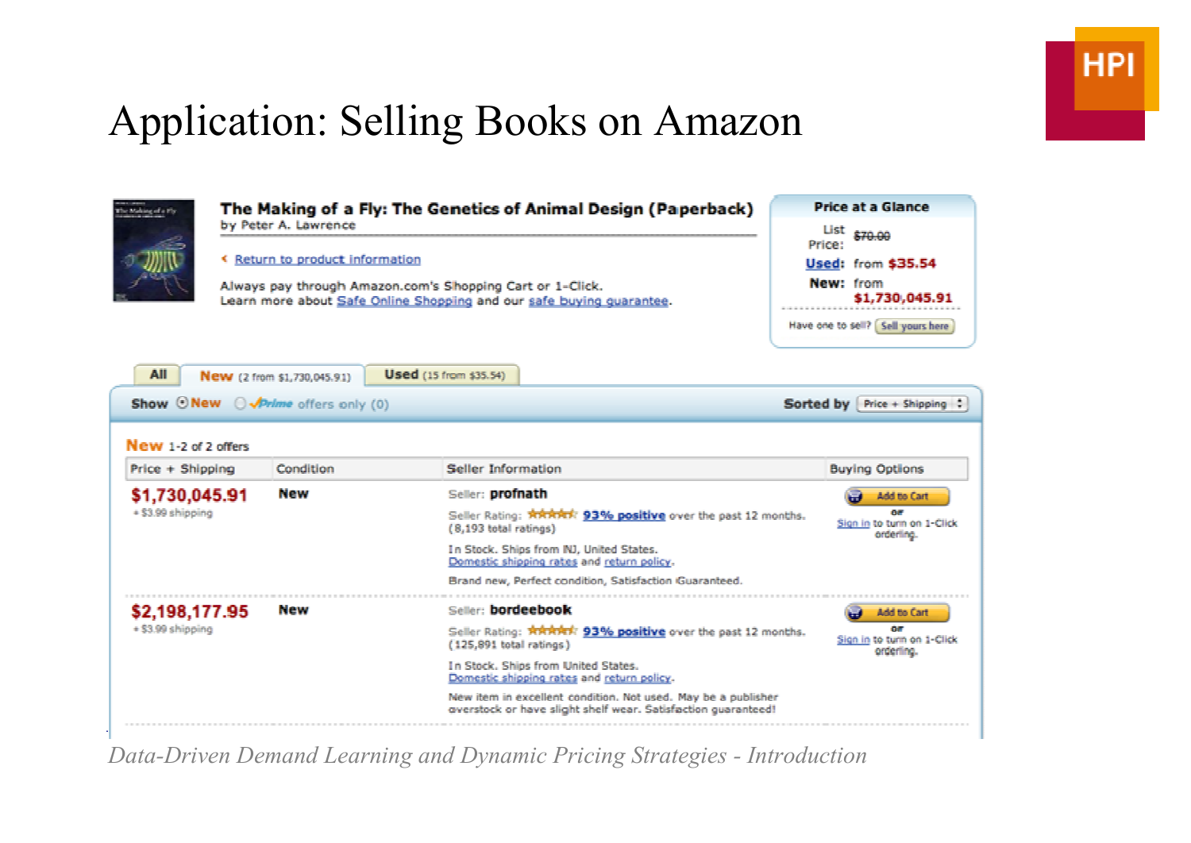# Application: Selling Books on Amazon

**The Making of a Fly: The Genetics of Animal Design (Paperback)**
by Peter A. Lawrence

‹ Return to product information

Always pay through Amazon.com's Shopping Cart or 1-Click.
Learn more about Safe Online Shopping and our safe buying guarantee.

**Price at a Glance**

List Price: ~~$70.00~~
**Used:** from **$35.54**
**New:** from **$1,730,045.91**

Have one to sell? Sell yours here

**All** | **New** (2 from $1,730,045.91) | **Used** (15 from $35.54)

Show ⊙New ○✓Prime offers only (0) — Sorted by Price + Shipping

**New** 1-2 of 2 offers

| Price + Shipping | Condition | Seller Information | Buying Options |
|---|---|---|---|
| **$1,730,045.91** + $3.99 shipping | **New** | Seller: **profnath** Seller Rating: ★★★★★ 93% positive over the past 12 months. (8,193 total ratings) In Stock. Ships from NJ, United States. Domestic shipping rates and return policy. Brand new, Perfect condition, Satisfaction Guaranteed. | Add to Cart or Sign in to turn on 1-Click ordering. |
| **$2,198,177.95** + $3.99 shipping | **New** | Seller: **bordeebook** Seller Rating: ★★★★★ 93% positive over the past 12 months. (125,891 total ratings) In Stock. Ships from United States. Domestic shipping rates and return policy. New item in excellent condition. Not used. May be a publisher overstock or have slight shelf wear. Satisfaction guaranteed! | Add to Cart or Sign in to turn on 1-Click ordering. |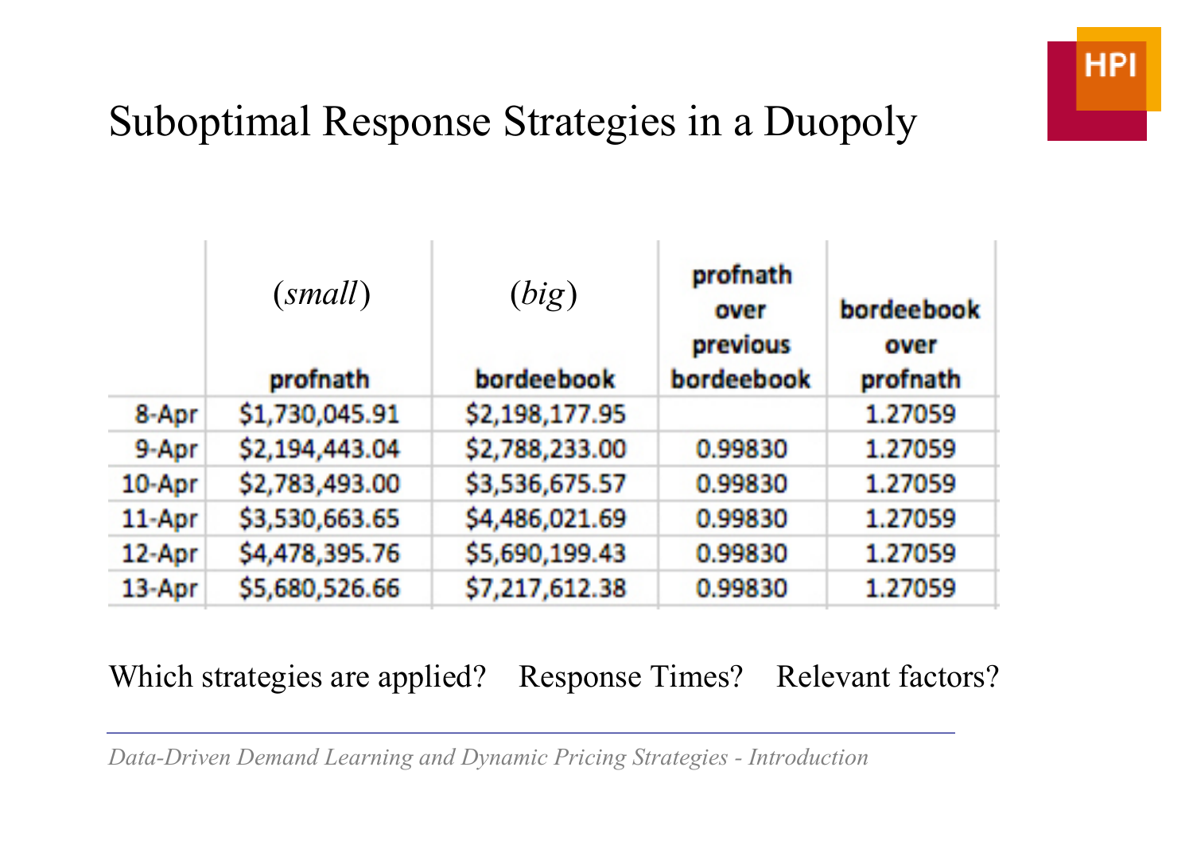# Suboptimal Response Strategies in a Duopoly

| | (*small*) profnath | (*big*) bordeebook | profnath over previous bordeebook | bordeebook over profnath |
|---|---|---|---|---|
| 8-Apr | $1,730,045.91 | $2,198,177.95 | | 1.27059 |
| 9-Apr | $2,194,443.04 | $2,788,233.00 | 0.99830 | 1.27059 |
| 10-Apr | $2,783,493.00 | $3,536,675.57 | 0.99830 | 1.27059 |
| 11-Apr | $3,530,663.65 | $4,486,021.69 | 0.99830 | 1.27059 |
| 12-Apr | $4,478,395.76 | $5,690,199.43 | 0.99830 | 1.27059 |
| 13-Apr | $5,680,526.66 | $7,217,612.38 | 0.99830 | 1.27059 |

Which strategies are applied? Response Times? Relevant factors?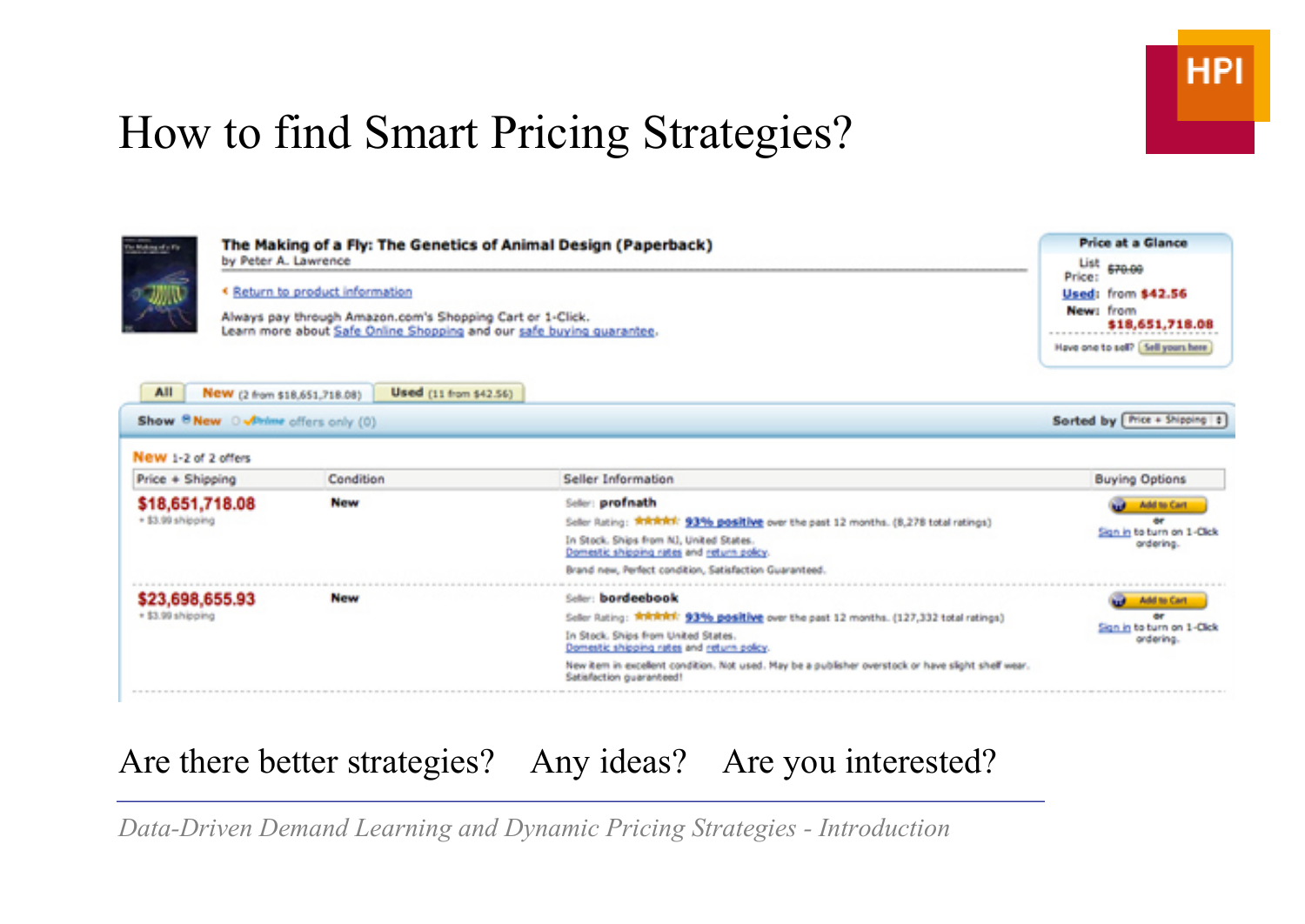# How to find Smart Pricing Strategies?

**The Making of a Fly: The Genetics of Animal Design (Paperback)**
by Peter A. Lawrence

‹ Return to product information

Always pay through Amazon.com's Shopping Cart or 1-Click.
Learn more about Safe Online Shopping and our safe buying guarantee.

**Price at a Glance**
List Price: ~~$70.00~~
Used: from **$42.56**
New: from **$18,651,718.08**
Have one to sell? Sell yours here

All | New (2 from $18,651,718.08) | Used (11 from $42.56)

Show ◉ New ○ Prime offers only (0) — Sorted by: Price + Shipping

**New** 1-2 of 2 offers

| Price + Shipping | Condition | Seller Information | Buying Options |
|---|---|---|---|
| **$18,651,718.08** + $3.99 shipping | New | Seller: **profnath**<br>Seller Rating: ★★★★★ 93% positive over the past 12 months. (8,278 total ratings)<br>In Stock. Ships from NJ, United States.<br>Domestic shipping rates and return policy.<br>Brand new, Perfect condition, Satisfaction Guaranteed. | Add to Cart or Sign in to turn on 1-Click ordering. |
| **$23,698,655.93** + $3.99 shipping | New | Seller: **bordeebook**<br>Seller Rating: ★★★★★ 93% positive over the past 12 months. (127,332 total ratings)<br>In Stock. Ships from United States.<br>Domestic shipping rates and return policy.<br>New item in excellent condition. Not used. May be a publisher overstock or have slight shelf wear. Satisfaction guaranteed! | Add to Cart or Sign in to turn on 1-Click ordering. |

Are there better strategies? Any ideas? Are you interested?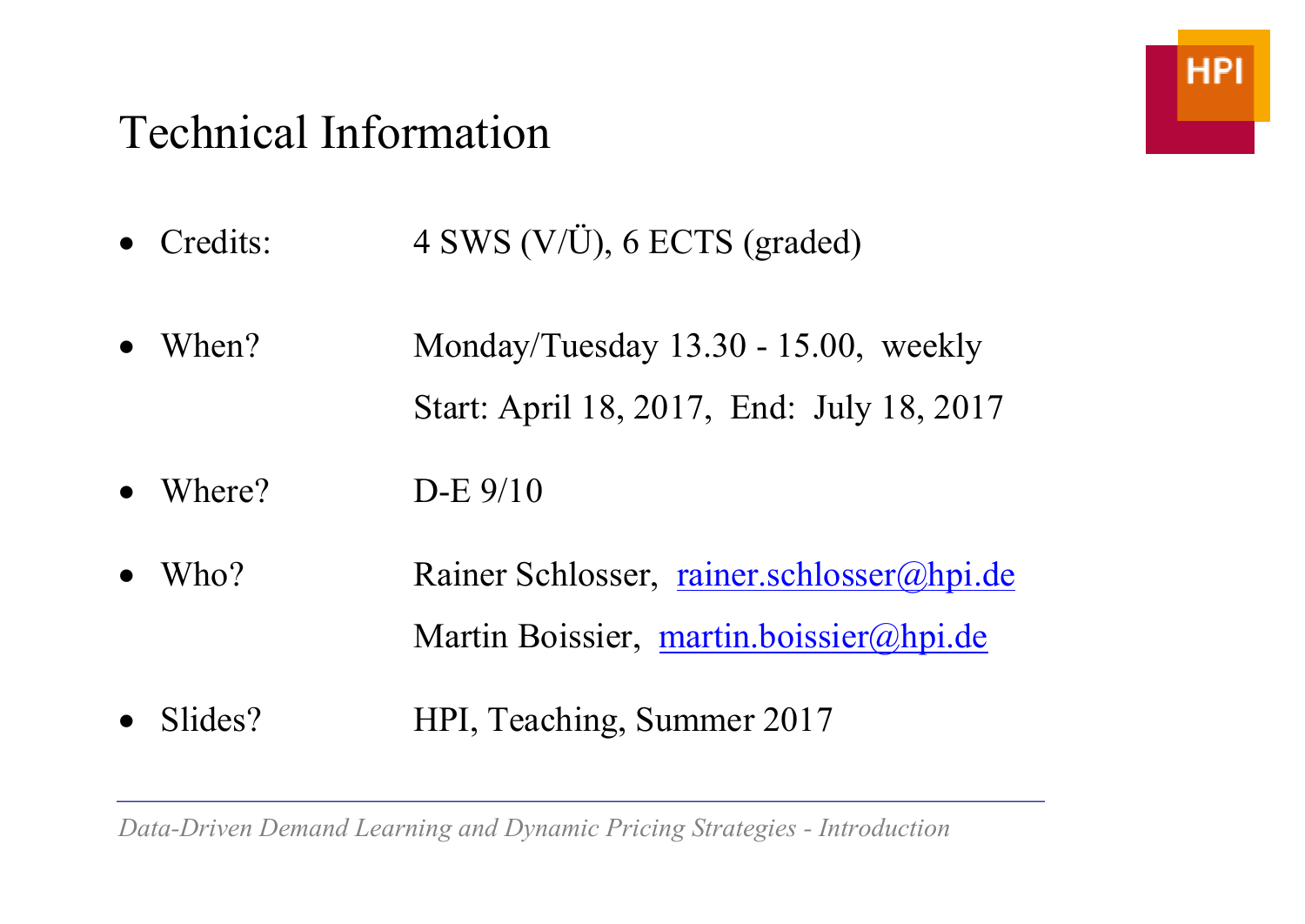# Technical Information

- Credits: 4 SWS (V/Ü), 6 ECTS (graded)
- When? Monday/Tuesday 13.30 - 15.00, weekly
  Start: April 18, 2017, End: July 18, 2017
- Where? D-E 9/10
- Who? Rainer Schlosser, rainer.schlosser@hpi.de
  Martin Boissier, martin.boissier@hpi.de
- Slides? HPI, Teaching, Summer 2017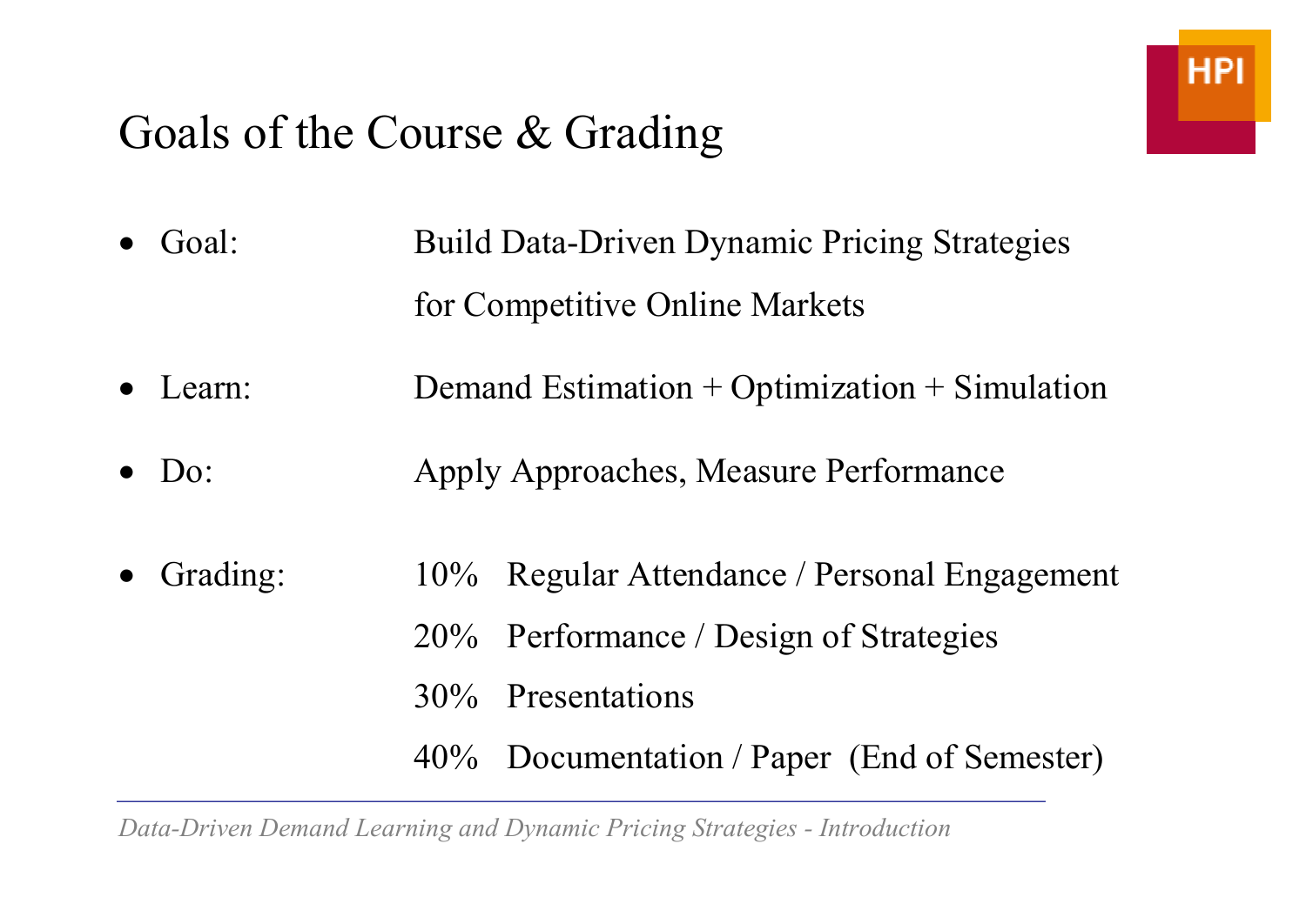# Goals of the Course & Grading

- Goal: Build Data-Driven Dynamic Pricing Strategies for Competitive Online Markets
- Learn: Demand Estimation + Optimization + Simulation
- Do: Apply Approaches, Measure Performance
- Grading:
  - 10% Regular Attendance / Personal Engagement
  - 20% Performance / Design of Strategies
  - 30% Presentations
  - 40% Documentation / Paper (End of Semester)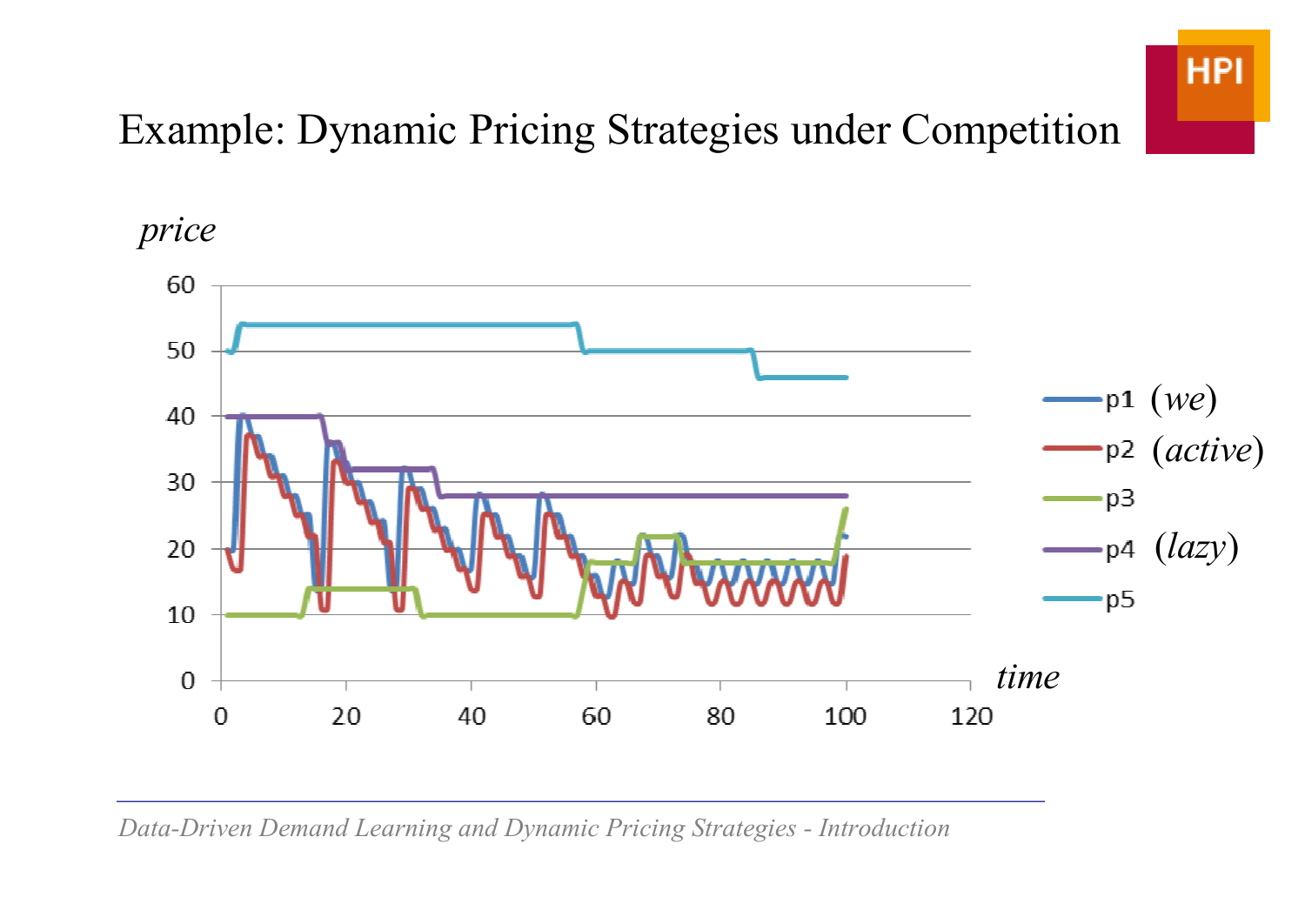# Example: Dynamic Pricing Strategies under Competition

*price*

*time*

- p1 (*we*)
- p2 (*active*)
- p3
- p4 (*lazy*)
- p5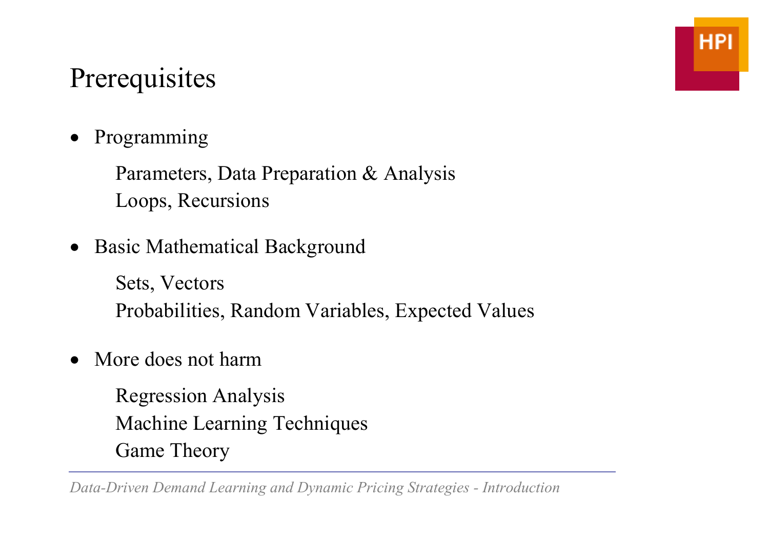# Prerequisites

- Programming
  - Parameters, Data Preparation & Analysis
  - Loops, Recursions
- Basic Mathematical Background
  - Sets, Vectors
  - Probabilities, Random Variables, Expected Values
- More does not harm
  - Regression Analysis
  - Machine Learning Techniques
  - Game Theory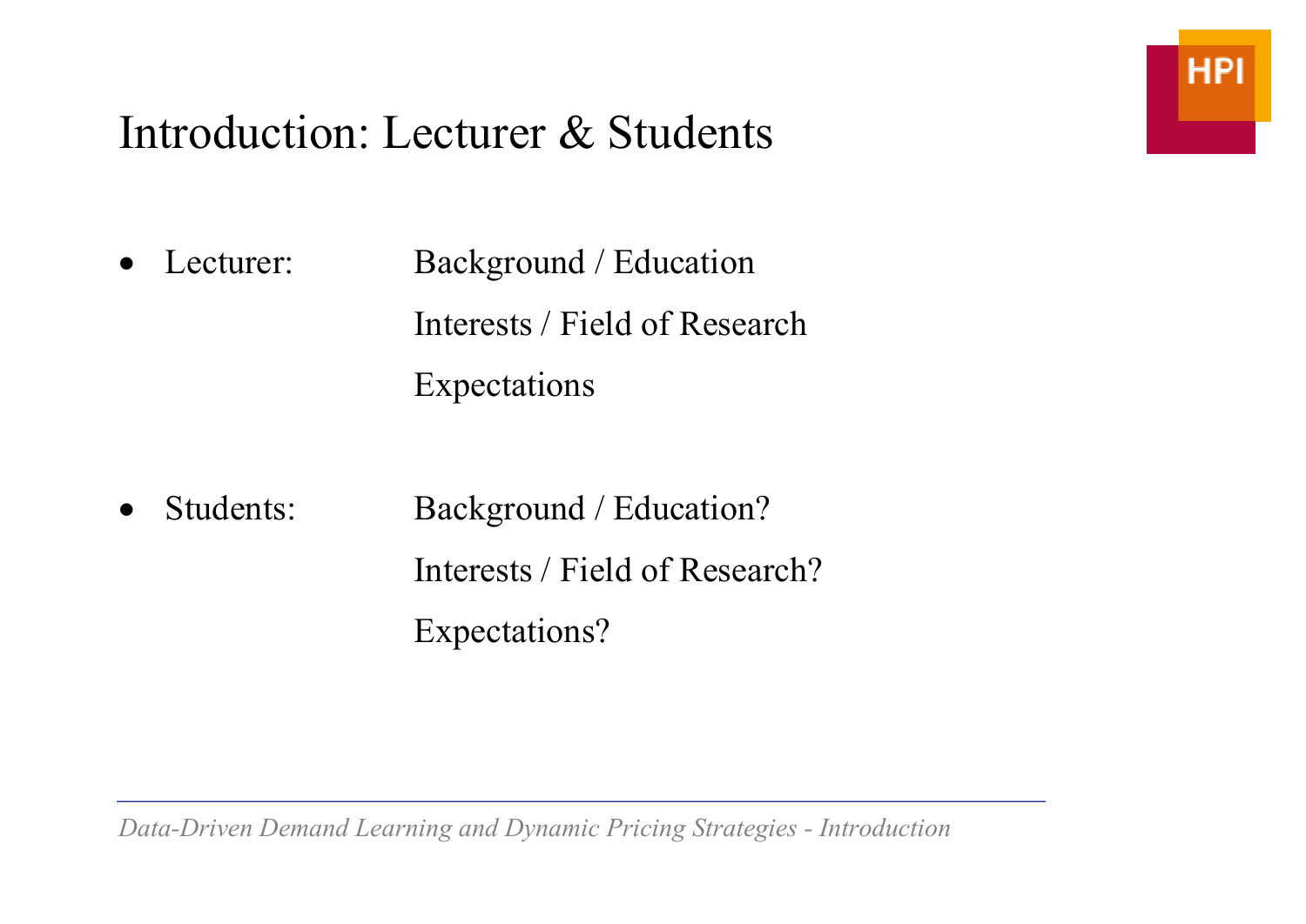# Introduction: Lecturer & Students

- Lecturer: Background / Education
  Interests / Field of Research
  Expectations

- Students: Background / Education?
  Interests / Field of Research?
  Expectations?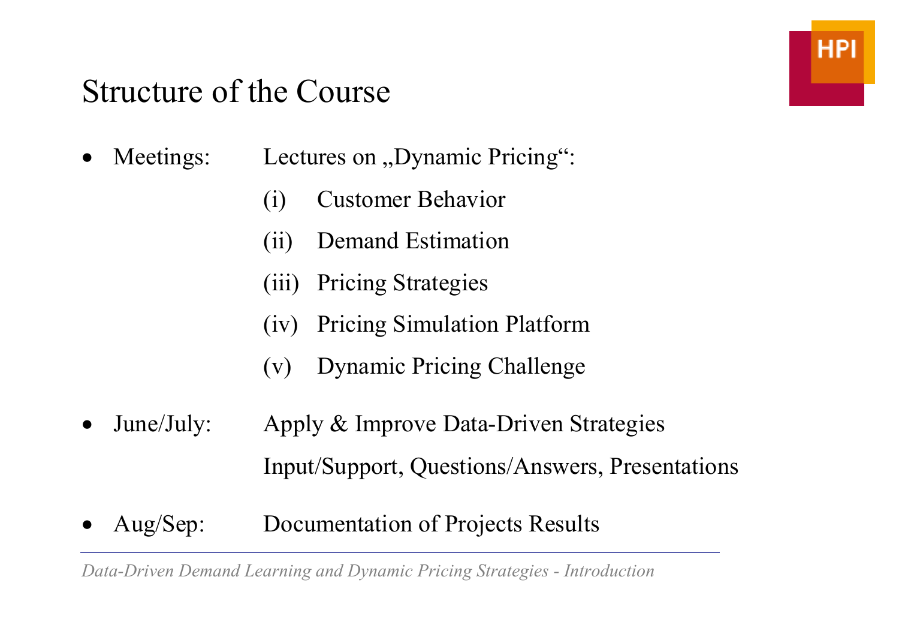# Structure of the Course

- Meetings: Lectures on „Dynamic Pricing“:
  - (i) Customer Behavior
  - (ii) Demand Estimation
  - (iii) Pricing Strategies
  - (iv) Pricing Simulation Platform
  - (v) Dynamic Pricing Challenge
- June/July: Apply & Improve Data-Driven Strategies
  Input/Support, Questions/Answers, Presentations
- Aug/Sep: Documentation of Projects Results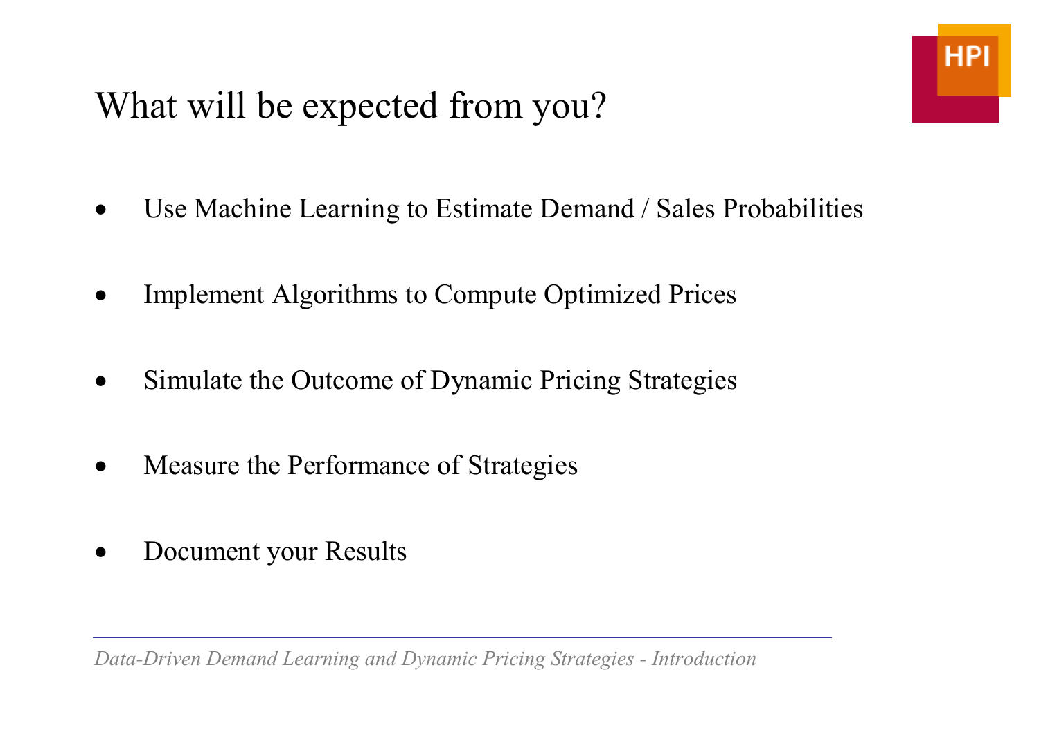# What will be expected from you?

- Use Machine Learning to Estimate Demand / Sales Probabilities
- Implement Algorithms to Compute Optimized Prices
- Simulate the Outcome of Dynamic Pricing Strategies
- Measure the Performance of Strategies
- Document your Results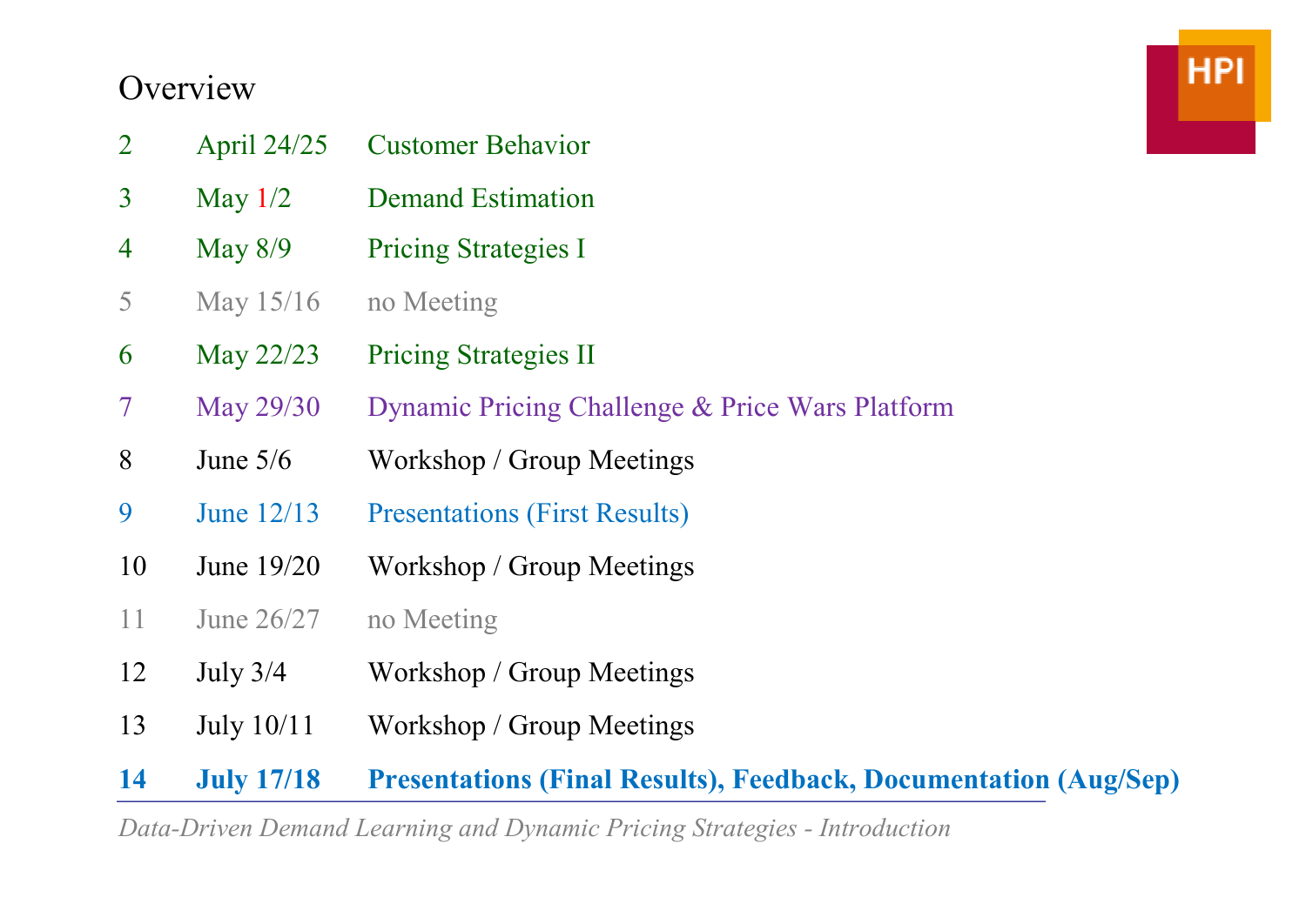## Overview

| | | |
|---|---|---|
| 2 | April 24/25 | Customer Behavior |
| 3 | May 1/2 | Demand Estimation |
| 4 | May 8/9 | Pricing Strategies I |
| 5 | May 15/16 | no Meeting |
| 6 | May 22/23 | Pricing Strategies II |
| 7 | May 29/30 | Dynamic Pricing Challenge & Price Wars Platform |
| 8 | June 5/6 | Workshop / Group Meetings |
| 9 | June 12/13 | Presentations (First Results) |
| 10 | June 19/20 | Workshop / Group Meetings |
| 11 | June 26/27 | no Meeting |
| 12 | July 3/4 | Workshop / Group Meetings |
| 13 | July 10/11 | Workshop / Group Meetings |
| **14** | **July 17/18** | **Presentations (Final Results), Feedback, Documentation (Aug/Sep)** |